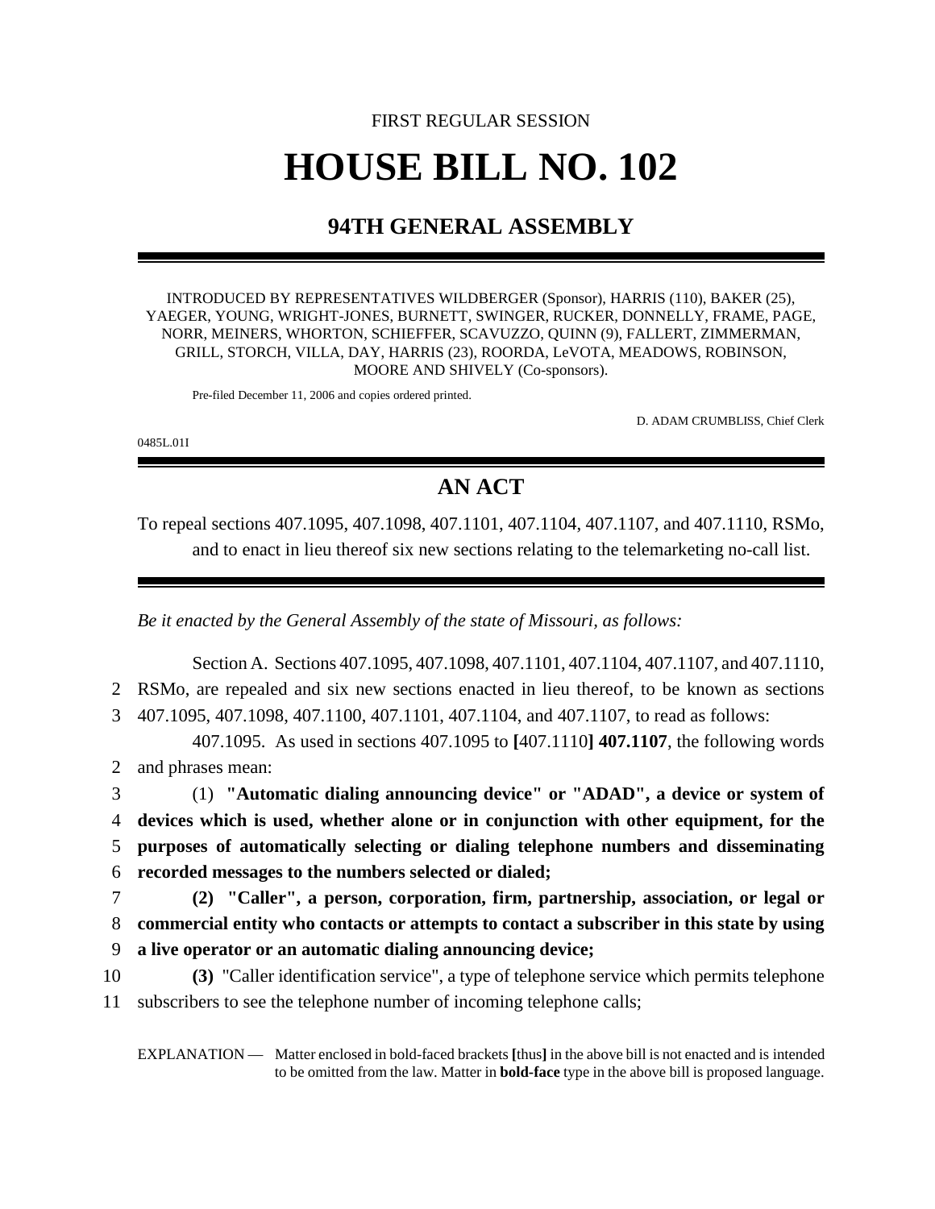FIRST REGULAR SESSION

# HOUSE BILL NO. 102

## 94TH GENERAL ASSEMBLY

INTRODUCED BY REPRESENTATIVES WILDBERGER (Sponsor), HARRIS (110), BAKER (25), YAEGER, YOUNG, WRIGHT-JONES, BURNETT, SWINGER, RUCKER, DONNELLY, FRAME, PAGE, NORR, MEINERS, WHORTON, SCHIEFFER, SCAVUZZO, QUINN (9), FALLERT, ZIMMERMAN, GRILL, STORCH, VILLA, DAY, HARRIS (23), ROORDA, LeVOTA, MEADOWS, ROBINSON, MOORE AND SHIVELY (Co-sponsors).

Pre-filed December 11, 2006 and copies ordered printed.

D. ADAM CRUMBLISS, Chief Clerk

0485L.01I

## AN ACT

To repeal sections 407.1095, 407.1098, 407.1101, 407.1104, 407.1107, and 407.1110, RSMo, and to enact in lieu thereof six new sections relating to the telemarketing no-call list.

*Be it enacted by the General Assembly of the state of Missouri, as follows:*

Section A. Sections 407.1095, 407.1098, 407.1101, 407.1104, 407.1107, and 407.1110, RSMo, are repealed and six new sections enacted in lieu thereof, to be known as sections 407.1095, 407.1098, 407.1100, 407.1101, 407.1104, and 407.1107, to read as follows:

407.1095. As used in sections 407.1095 to **[**407.1110**] 407.1107**, the following words and phrases mean:

(1) **"Automatic dialing announcing device" or "ADAD", a device or system of devices which is used, whether alone or in conjunction with other equipment, for the purposes of automatically selecting or dialing telephone numbers and disseminating recorded messages to the numbers selected or dialed;**

**(2) "Caller", a person, corporation, firm, partnership, association, or legal or commercial entity who contacts or attempts to contact a subscriber in this state by using a live operator or an automatic dialing announcing device;**

**(3)** "Caller identification service", a type of telephone service which permits telephone subscribers to see the telephone number of incoming telephone calls;

EXPLANATION — Matter enclosed in bold-faced brackets **[**thus**]** in the above bill is not enacted and is intended to be omitted from the law. Matter in **bold-face** type in the above bill is proposed language.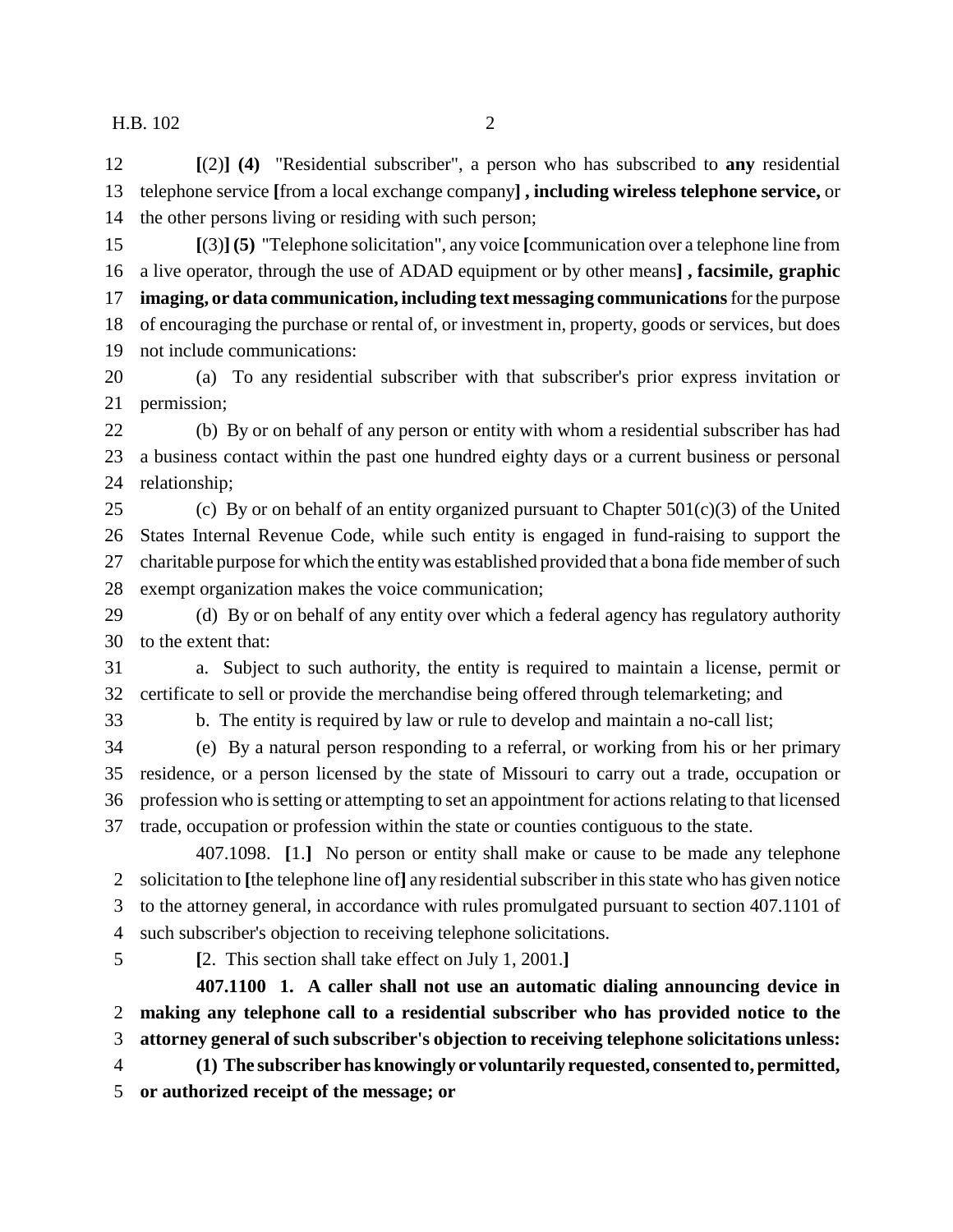**[**(2)**] (4)** "Residential subscriber", a person who has subscribed to **any** residential telephone service **[**from a local exchange company**] , including wireless telephone service,** or the other persons living or residing with such person;

**[**(3)**] (5)** "Telephone solicitation", any voice **[**communication over a telephone line from a live operator, through the use of ADAD equipment or by other means**] , facsimile, graphic imaging, or data communication, including text messaging communications** for the purpose of encouraging the purchase or rental of, or investment in, property, goods or services, but does not include communications:

(a) To any residential subscriber with that subscriber's prior express invitation or permission;

(b) By or on behalf of any person or entity with whom a residential subscriber has had a business contact within the past one hundred eighty days or a current business or personal relationship;

(c) By or on behalf of an entity organized pursuant to Chapter 501(c)(3) of the United States Internal Revenue Code, while such entity is engaged in fund-raising to support the charitable purpose for which the entity was established provided that a bona fide member of such exempt organization makes the voice communication;

(d) By or on behalf of any entity over which a federal agency has regulatory authority to the extent that:

a. Subject to such authority, the entity is required to maintain a license, permit or certificate to sell or provide the merchandise being offered through telemarketing; and

b. The entity is required by law or rule to develop and maintain a no-call list;

(e) By a natural person responding to a referral, or working from his or her primary residence, or a person licensed by the state of Missouri to carry out a trade, occupation or profession who is setting or attempting to set an appointment for actions relating to that licensed trade, occupation or profession within the state or counties contiguous to the state.

407.1098. **[**1.**]** No person or entity shall make or cause to be made any telephone solicitation to **[**the telephone line of**]** any residential subscriber in this state who has given notice to the attorney general, in accordance with rules promulgated pursuant to section 407.1101 of such subscriber's objection to receiving telephone solicitations.

**[**2. This section shall take effect on July 1, 2001.**]**

**407.1100 1. A caller shall not use an automatic dialing announcing device in making any telephone call to a residential subscriber who has provided notice to the attorney general of such subscriber's objection to receiving telephone solicitations unless:**

**(1) The subscriber has knowingly or voluntarily requested, consented to, permitted, or authorized receipt of the message; or**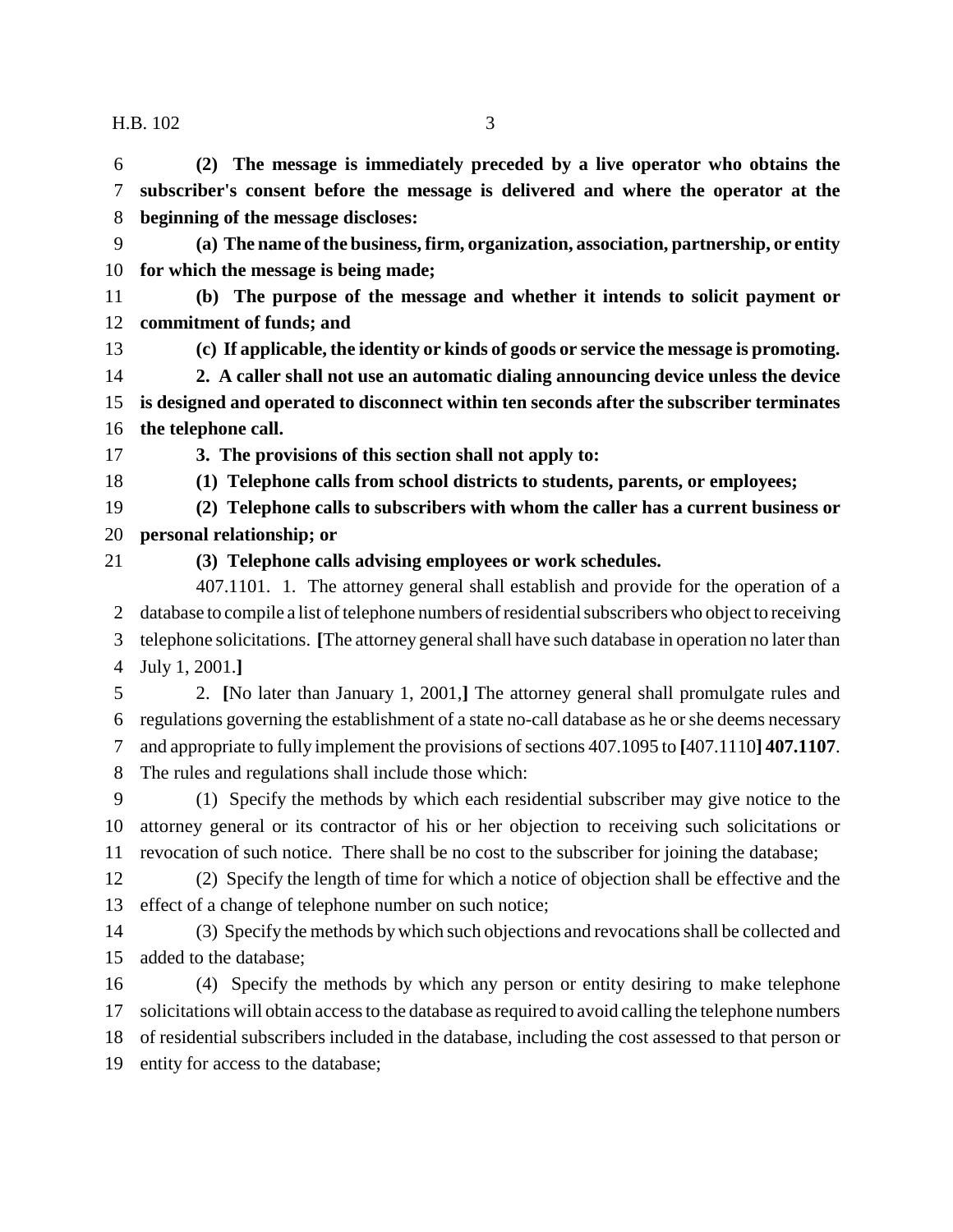**(2) The message is immediately preceded by a live operator who obtains the subscriber's consent before the message is delivered and where the operator at the beginning of the message discloses:**

**(a) The name of the business, firm, organization, association, partnership, or entity for which the message is being made;**

**(b) The purpose of the message and whether it intends to solicit payment or commitment of funds; and**

**(c) If applicable, the identity or kinds of goods or service the message is promoting.**

**2. A caller shall not use an automatic dialing announcing device unless the device is designed and operated to disconnect within ten seconds after the subscriber terminates the telephone call.**

**3. The provisions of this section shall not apply to:**

**(1) Telephone calls from school districts to students, parents, or employees;**

**(2) Telephone calls to subscribers with whom the caller has a current business or personal relationship; or**

**(3) Telephone calls advising employees or work schedules.**

407.1101. 1. The attorney general shall establish and provide for the operation of a database to compile a list of telephone numbers of residential subscribers who object to receiving telephone solicitations. **[**The attorney general shall have such database in operation no later than July 1, 2001.**]**

2. **[**No later than January 1, 2001,**]** The attorney general shall promulgate rules and regulations governing the establishment of a state no-call database as he or she deems necessary and appropriate to fully implement the provisions of sections 407.1095 to **[**407.1110**] 407.1107**. The rules and regulations shall include those which:

(1) Specify the methods by which each residential subscriber may give notice to the attorney general or its contractor of his or her objection to receiving such solicitations or revocation of such notice. There shall be no cost to the subscriber for joining the database;

(2) Specify the length of time for which a notice of objection shall be effective and the effect of a change of telephone number on such notice;

(3) Specify the methods by which such objections and revocations shall be collected and added to the database;

(4) Specify the methods by which any person or entity desiring to make telephone solicitations will obtain access to the database as required to avoid calling the telephone numbers of residential subscribers included in the database, including the cost assessed to that person or entity for access to the database;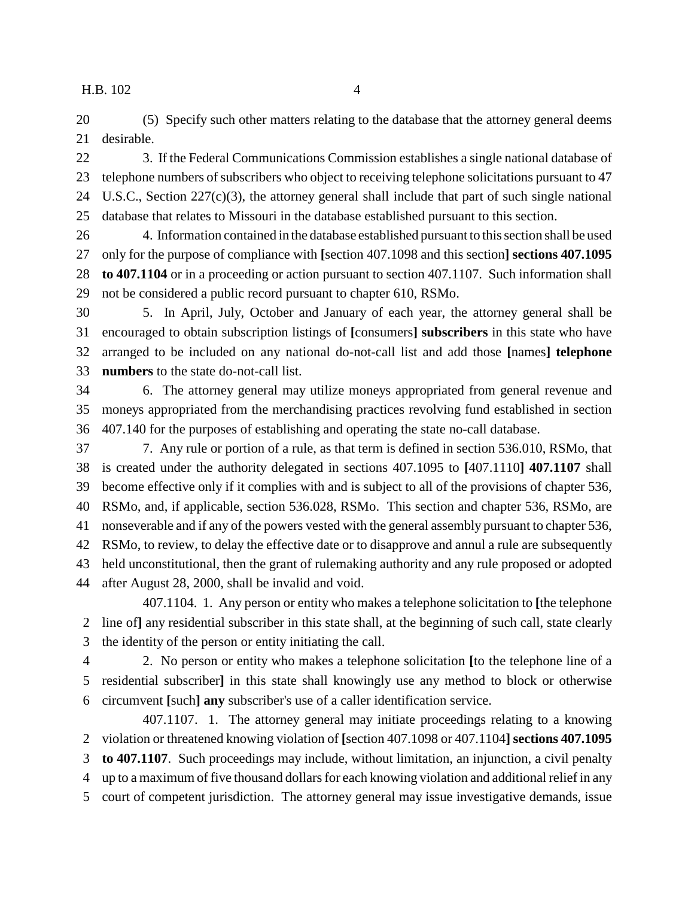(5) Specify such other matters relating to the database that the attorney general deems desirable.

3. If the Federal Communications Commission establishes a single national database of telephone numbers of subscribers who object to receiving telephone solicitations pursuant to 47 U.S.C., Section 227(c)(3), the attorney general shall include that part of such single national database that relates to Missouri in the database established pursuant to this section.

4. Information contained in the database established pursuant to this section shall be used only for the purpose of compliance with [section 407.1098 and this section] **sections 407.1095 to 407.1104** or in a proceeding or action pursuant to section 407.1107. Such information shall not be considered a public record pursuant to chapter 610, RSMo.

5. In April, July, October and January of each year, the attorney general shall be encouraged to obtain subscription listings of [consumers] **subscribers** in this state who have arranged to be included on any national do-not-call list and add those [names] **telephone numbers** to the state do-not-call list.

6. The attorney general may utilize moneys appropriated from general revenue and moneys appropriated from the merchandising practices revolving fund established in section 407.140 for the purposes of establishing and operating the state no-call database.

7. Any rule or portion of a rule, as that term is defined in section 536.010, RSMo, that is created under the authority delegated in sections 407.1095 to [407.1110] **407.1107** shall become effective only if it complies with and is subject to all of the provisions of chapter 536, RSMo, and, if applicable, section 536.028, RSMo. This section and chapter 536, RSMo, are nonseverable and if any of the powers vested with the general assembly pursuant to chapter 536, RSMo, to review, to delay the effective date or to disapprove and annul a rule are subsequently held unconstitutional, then the grant of rulemaking authority and any rule proposed or adopted after August 28, 2000, shall be invalid and void.

407.1104. 1. Any person or entity who makes a telephone solicitation to [the telephone line of] any residential subscriber in this state shall, at the beginning of such call, state clearly the identity of the person or entity initiating the call.

2. No person or entity who makes a telephone solicitation [to the telephone line of a residential subscriber] in this state shall knowingly use any method to block or otherwise circumvent [such] **any** subscriber's use of a caller identification service.

407.1107. 1. The attorney general may initiate proceedings relating to a knowing violation or threatened knowing violation of [section 407.1098 or 407.1104] **sections 407.1095 to 407.1107**. Such proceedings may include, without limitation, an injunction, a civil penalty up to a maximum of five thousand dollars for each knowing violation and additional relief in any court of competent jurisdiction. The attorney general may issue investigative demands, issue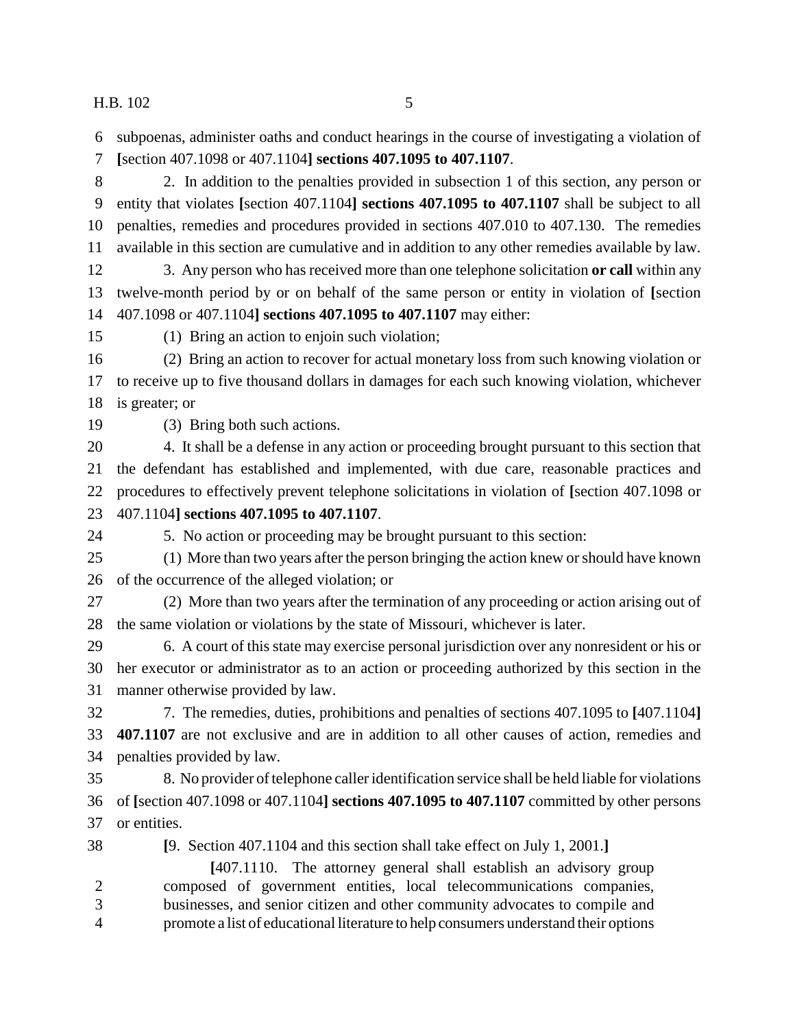subpoenas, administer oaths and conduct hearings in the course of investigating a violation of [section 407.1098 or 407.1104] **sections 407.1095 to 407.1107**.

2. In addition to the penalties provided in subsection 1 of this section, any person or entity that violates [section 407.1104] **sections 407.1095 to 407.1107** shall be subject to all penalties, remedies and procedures provided in sections 407.010 to 407.130. The remedies available in this section are cumulative and in addition to any other remedies available by law.

3. Any person who has received more than one telephone solicitation **or call** within any twelve-month period by or on behalf of the same person or entity in violation of [section 407.1098 or 407.1104] **sections 407.1095 to 407.1107** may either:

(1) Bring an action to enjoin such violation;

(2) Bring an action to recover for actual monetary loss from such knowing violation or to receive up to five thousand dollars in damages for each such knowing violation, whichever is greater; or

(3) Bring both such actions.

4. It shall be a defense in any action or proceeding brought pursuant to this section that the defendant has established and implemented, with due care, reasonable practices and procedures to effectively prevent telephone solicitations in violation of [section 407.1098 or 407.1104] **sections 407.1095 to 407.1107**.

5. No action or proceeding may be brought pursuant to this section:

(1) More than two years after the person bringing the action knew or should have known of the occurrence of the alleged violation; or

(2) More than two years after the termination of any proceeding or action arising out of the same violation or violations by the state of Missouri, whichever is later.

6. A court of this state may exercise personal jurisdiction over any nonresident or his or her executor or administrator as to an action or proceeding authorized by this section in the manner otherwise provided by law.

7. The remedies, duties, prohibitions and penalties of sections 407.1095 to [407.1104] **407.1107** are not exclusive and are in addition to all other causes of action, remedies and penalties provided by law.

8. No provider of telephone caller identification service shall be held liable for violations of [section 407.1098 or 407.1104] **sections 407.1095 to 407.1107** committed by other persons or entities.

[9. Section 407.1104 and this section shall take effect on July 1, 2001.]

[407.1110. The attorney general shall establish an advisory group composed of government entities, local telecommunications companies, businesses, and senior citizen and other community advocates to compile and promote a list of educational literature to help consumers understand their options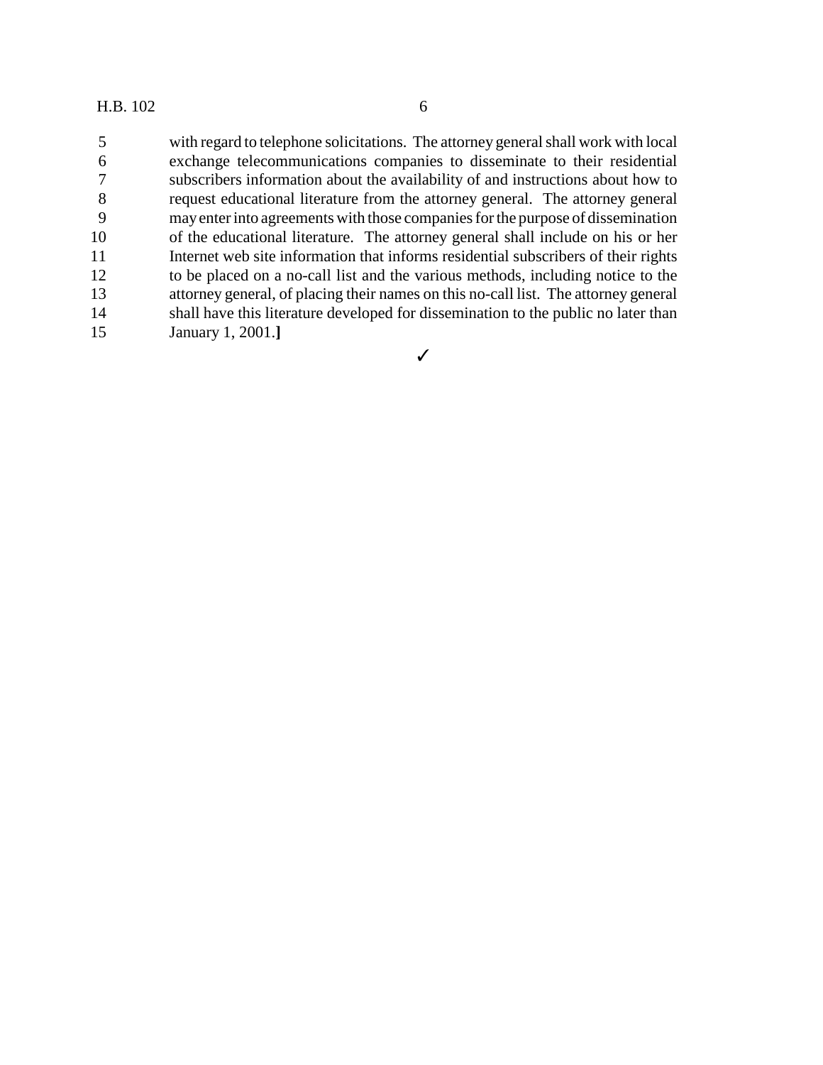with regard to telephone solicitations. The attorney general shall work with local exchange telecommunications companies to disseminate to their residential subscribers information about the availability of and instructions about how to request educational literature from the attorney general. The attorney general may enter into agreements with those companies for the purpose of dissemination of the educational literature. The attorney general shall include on his or her Internet web site information that informs residential subscribers of their rights to be placed on a no-call list and the various methods, including notice to the attorney general, of placing their names on this no-call list. The attorney general shall have this literature developed for dissemination to the public no later than January 1, 2001.**]**

✓